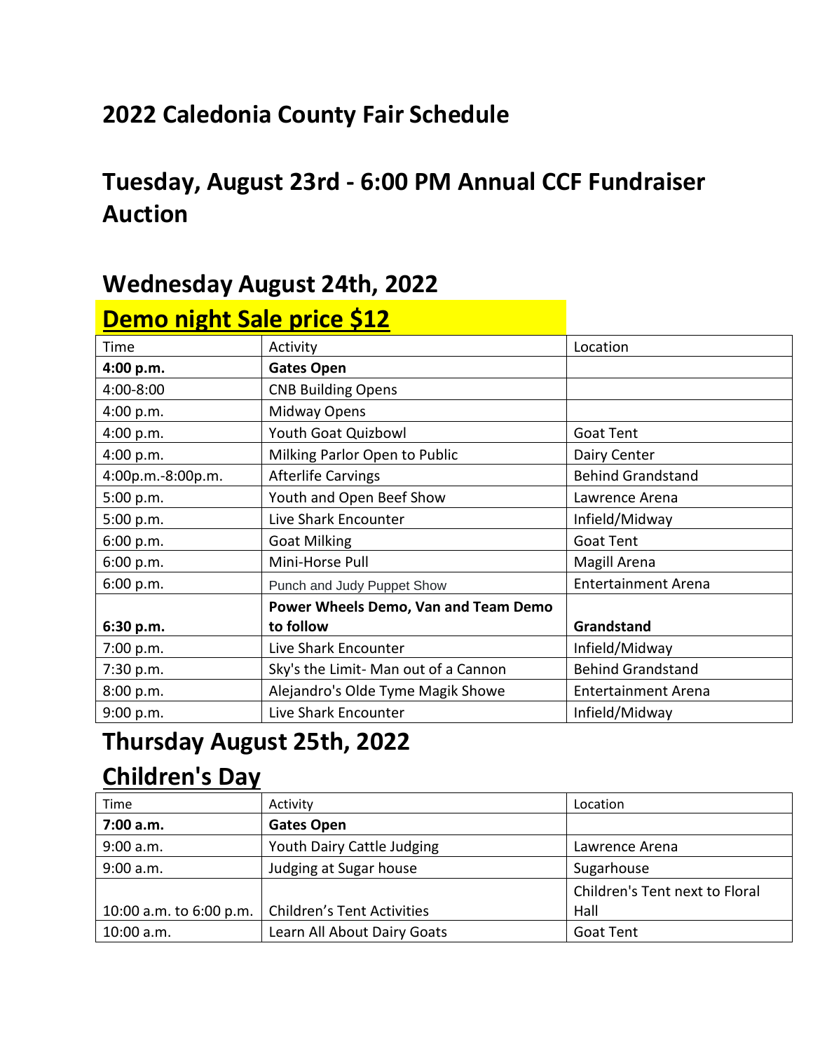# 2022 Caledonia County Fair Schedule

## Tuesday, August 23rd - 6:00 PM Annual CCF Fundraiser Auction

## Wednesday August 24th, 2022

## Demo night Sale price $12

| Time | Activity | Location |
|---|---|---|
| **4:00 p.m.** | **Gates Open** | |
| 4:00-8:00 | CNB Building Opens | |
| 4:00 p.m. | Midway Opens | |
| 4:00 p.m. | Youth Goat Quizbowl | Goat Tent |
| 4:00 p.m. | Milking Parlor Open to Public | Dairy Center |
| 4:00p.m.-8:00p.m. | Afterlife Carvings | Behind Grandstand |
| 5:00 p.m. | Youth and Open Beef Show | Lawrence Arena |
| 5:00 p.m. | Live Shark Encounter | Infield/Midway |
| 6:00 p.m. | Goat Milking | Goat Tent |
| 6:00 p.m. | Mini-Horse Pull | Magill Arena |
| 6:00 p.m. | Punch and Judy Puppet Show | Entertainment Arena |
| **6:30 p.m.** | **Power Wheels Demo, Van and Team Demo to follow** | **Grandstand** |
| 7:00 p.m. | Live Shark Encounter | Infield/Midway |
| 7:30 p.m. | Sky's the Limit- Man out of a Cannon | Behind Grandstand |
| 8:00 p.m. | Alejandro's Olde Tyme Magik Showe | Entertainment Arena |
| 9:00 p.m. | Live Shark Encounter | Infield/Midway |

## Thursday August 25th, 2022

## Children's Day

| Time | Activity | Location |
|---|---|---|
| **7:00 a.m.** | **Gates Open** | |
| 9:00 a.m. | Youth Dairy Cattle Judging | Lawrence Arena |
| 9:00 a.m. | Judging at Sugar house | Sugarhouse |
| 10:00 a.m. to 6:00 p.m. | Children's Tent Activities | Children's Tent next to Floral Hall |
| 10:00 a.m. | Learn All About Dairy Goats | Goat Tent |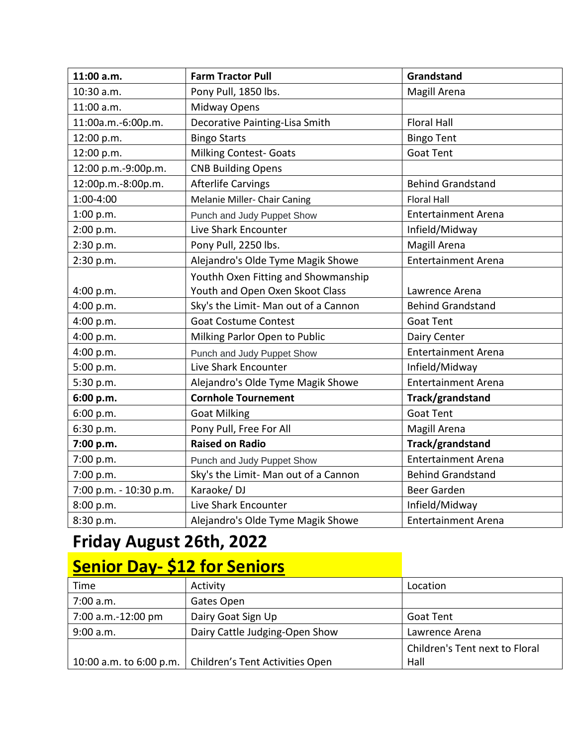| **11:00 a.m.** | **Farm Tractor Pull** | **Grandstand** |
|---|---|---|
| 10:30 a.m. | Pony Pull, 1850 lbs. | Magill Arena |
| 11:00 a.m. | Midway Opens | |
| 11:00a.m.-6:00p.m. | Decorative Painting-Lisa Smith | Floral Hall |
| 12:00 p.m. | Bingo Starts | Bingo Tent |
| 12:00 p.m. | Milking Contest- Goats | Goat Tent |
| 12:00 p.m.-9:00p.m. | CNB Building Opens | |
| 12:00p.m.-8:00p.m. | Afterlife Carvings | Behind Grandstand |
| 1:00-4:00 | Melanie Miller- Chair Caning | Floral Hall |
| 1:00 p.m. | Punch and Judy Puppet Show | Entertainment Arena |
| 2:00 p.m. | Live Shark Encounter | Infield/Midway |
| 2:30 p.m. | Pony Pull, 2250 lbs. | Magill Arena |
| 2:30 p.m. | Alejandro's Olde Tyme Magik Showe | Entertainment Arena |
| 4:00 p.m. | Youthh Oxen Fitting and Showmanship Youth and Open Oxen Skoot Class | Lawrence Arena |
| 4:00 p.m. | Sky's the Limit- Man out of a Cannon | Behind Grandstand |
| 4:00 p.m. | Goat Costume Contest | Goat Tent |
| 4:00 p.m. | Milking Parlor Open to Public | Dairy Center |
| 4:00 p.m. | Punch and Judy Puppet Show | Entertainment Arena |
| 5:00 p.m. | Live Shark Encounter | Infield/Midway |
| 5:30 p.m. | Alejandro's Olde Tyme Magik Showe | Entertainment Arena |
| **6:00 p.m.** | **Cornhole Tournement** | **Track/grandstand** |
| 6:00 p.m. | Goat Milking | Goat Tent |
| 6:30 p.m. | Pony Pull, Free For All | Magill Arena |
| **7:00 p.m.** | **Raised on Radio** | **Track/grandstand** |
| 7:00 p.m. | Punch and Judy Puppet Show | Entertainment Arena |
| 7:00 p.m. | Sky's the Limit- Man out of a Cannon | Behind Grandstand |
| 7:00 p.m. - 10:30 p.m. | Karaoke/ DJ | Beer Garden |
| 8:00 p.m. | Live Shark Encounter | Infield/Midway |
| 8:30 p.m. | Alejandro's Olde Tyme Magik Showe | Entertainment Arena |

## Friday August 26th, 2022

## Senior Day- $12 for Seniors

| Time | Activity | Location |
|---|---|---|
| 7:00 a.m. | Gates Open | |
| 7:00 a.m.-12:00 pm | Dairy Goat Sign Up | Goat Tent |
| 9:00 a.m. | Dairy Cattle Judging-Open Show | Lawrence Arena |
| 10:00 a.m. to 6:00 p.m. | Children's Tent Activities Open | Children's Tent next to Floral Hall |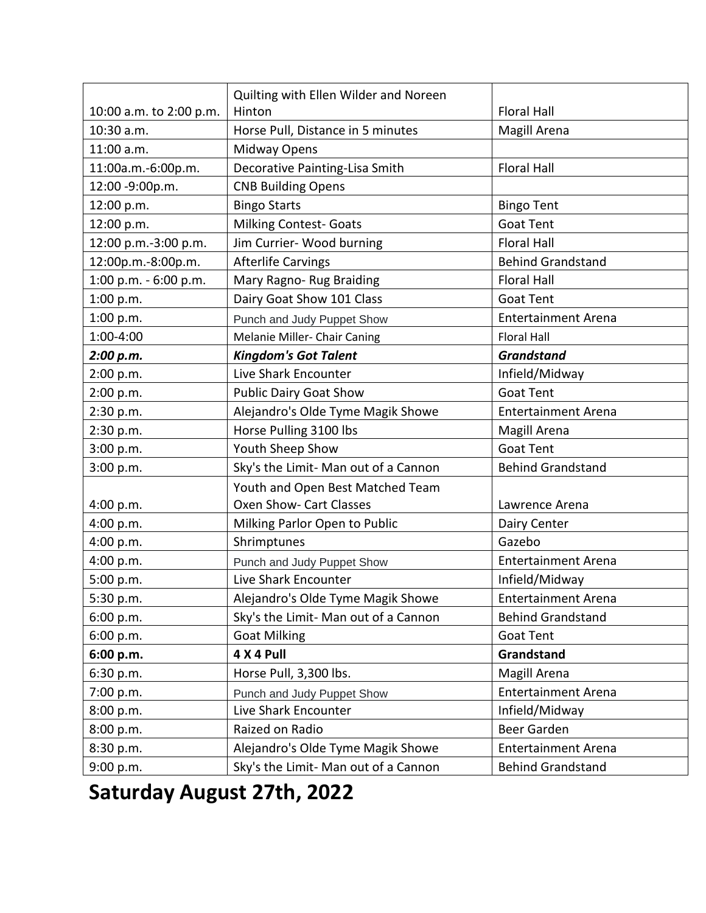| 10:00 a.m. to 2:00 p.m. | Quilting with Ellen Wilder and Noreen Hinton | Floral Hall |
|---|---|---|
| 10:30 a.m. | Horse Pull, Distance in 5 minutes | Magill Arena |
| 11:00 a.m. | Midway Opens | |
| 11:00a.m.-6:00p.m. | Decorative Painting-Lisa Smith | Floral Hall |
| 12:00 -9:00p.m. | CNB Building Opens | |
| 12:00 p.m. | Bingo Starts | Bingo Tent |
| 12:00 p.m. | Milking Contest- Goats | Goat Tent |
| 12:00 p.m.-3:00 p.m. | Jim Currier- Wood burning | Floral Hall |
| 12:00p.m.-8:00p.m. | Afterlife Carvings | Behind Grandstand |
| 1:00 p.m. - 6:00 p.m. | Mary Ragno- Rug Braiding | Floral Hall |
| 1:00 p.m. | Dairy Goat Show 101 Class | Goat Tent |
| 1:00 p.m. | Punch and Judy Puppet Show | Entertainment Arena |
| 1:00-4:00 | Melanie Miller- Chair Caning | Floral Hall |
| ***2:00 p.m.*** | ***Kingdom's Got Talent*** | ***Grandstand*** |
| 2:00 p.m. | Live Shark Encounter | Infield/Midway |
| 2:00 p.m. | Public Dairy Goat Show | Goat Tent |
| 2:30 p.m. | Alejandro's Olde Tyme Magik Showe | Entertainment Arena |
| 2:30 p.m. | Horse Pulling 3100 lbs | Magill Arena |
| 3:00 p.m. | Youth Sheep Show | Goat Tent |
| 3:00 p.m. | Sky's the Limit- Man out of a Cannon | Behind Grandstand |
| 4:00 p.m. | Youth and Open Best Matched Team Oxen Show- Cart Classes | Lawrence Arena |
| 4:00 p.m. | Milking Parlor Open to Public | Dairy Center |
| 4:00 p.m. | Shrimptunes | Gazebo |
| 4:00 p.m. | Punch and Judy Puppet Show | Entertainment Arena |
| 5:00 p.m. | Live Shark Encounter | Infield/Midway |
| 5:30 p.m. | Alejandro's Olde Tyme Magik Showe | Entertainment Arena |
| 6:00 p.m. | Sky's the Limit- Man out of a Cannon | Behind Grandstand |
| 6:00 p.m. | Goat Milking | Goat Tent |
| **6:00 p.m.** | **4 X 4 Pull** | **Grandstand** |
| 6:30 p.m. | Horse Pull, 3,300 lbs. | Magill Arena |
| 7:00 p.m. | Punch and Judy Puppet Show | Entertainment Arena |
| 8:00 p.m. | Live Shark Encounter | Infield/Midway |
| 8:00 p.m. | Raized on Radio | Beer Garden |
| 8:30 p.m. | Alejandro's Olde Tyme Magik Showe | Entertainment Arena |
| 9:00 p.m. | Sky's the Limit- Man out of a Cannon | Behind Grandstand |

# Saturday August 27th, 2022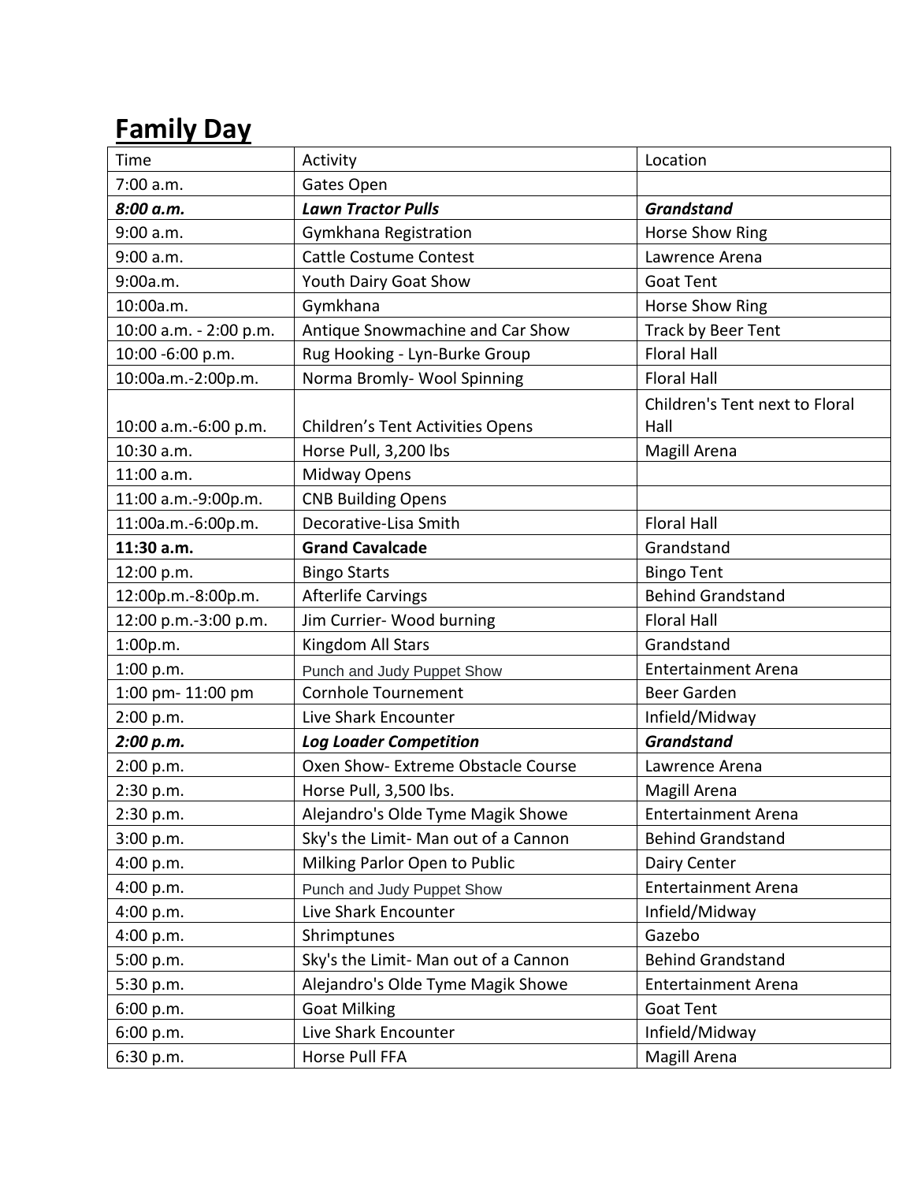## Family Day

| Time | Activity | Location |
|---|---|---|
| 7:00 a.m. | Gates Open | |
| ***8:00 a.m.*** | ***Lawn Tractor Pulls*** | ***Grandstand*** |
| 9:00 a.m. | Gymkhana Registration | Horse Show Ring |
| 9:00 a.m. | Cattle Costume Contest | Lawrence Arena |
| 9:00a.m. | Youth Dairy Goat Show | Goat Tent |
| 10:00a.m. | Gymkhana | Horse Show Ring |
| 10:00 a.m. - 2:00 p.m. | Antique Snowmachine and Car Show | Track by Beer Tent |
| 10:00 -6:00 p.m. | Rug Hooking - Lyn-Burke Group | Floral Hall |
| 10:00a.m.-2:00p.m. | Norma Bromly- Wool Spinning | Floral Hall |
| 10:00 a.m.-6:00 p.m. | Children's Tent Activities Opens | Children's Tent next to Floral Hall |
| 10:30 a.m. | Horse Pull, 3,200 lbs | Magill Arena |
| 11:00 a.m. | Midway Opens | |
| 11:00 a.m.-9:00p.m. | CNB Building Opens | |
| 11:00a.m.-6:00p.m. | Decorative-Lisa Smith | Floral Hall |
| **11:30 a.m.** | **Grand Cavalcade** | Grandstand |
| 12:00 p.m. | Bingo Starts | Bingo Tent |
| 12:00p.m.-8:00p.m. | Afterlife Carvings | Behind Grandstand |
| 12:00 p.m.-3:00 p.m. | Jim Currier- Wood burning | Floral Hall |
| 1:00p.m. | Kingdom All Stars | Grandstand |
| 1:00 p.m. | Punch and Judy Puppet Show | Entertainment Arena |
| 1:00 pm- 11:00 pm | Cornhole Tournement | Beer Garden |
| 2:00 p.m. | Live Shark Encounter | Infield/Midway |
| ***2:00 p.m.*** | ***Log Loader Competition*** | ***Grandstand*** |
| 2:00 p.m. | Oxen Show- Extreme Obstacle Course | Lawrence Arena |
| 2:30 p.m. | Horse Pull, 3,500 lbs. | Magill Arena |
| 2:30 p.m. | Alejandro's Olde Tyme Magik Showe | Entertainment Arena |
| 3:00 p.m. | Sky's the Limit- Man out of a Cannon | Behind Grandstand |
| 4:00 p.m. | Milking Parlor Open to Public | Dairy Center |
| 4:00 p.m. | Punch and Judy Puppet Show | Entertainment Arena |
| 4:00 p.m. | Live Shark Encounter | Infield/Midway |
| 4:00 p.m. | Shrimptunes | Gazebo |
| 5:00 p.m. | Sky's the Limit- Man out of a Cannon | Behind Grandstand |
| 5:30 p.m. | Alejandro's Olde Tyme Magik Showe | Entertainment Arena |
| 6:00 p.m. | Goat Milking | Goat Tent |
| 6:00 p.m. | Live Shark Encounter | Infield/Midway |
| 6:30 p.m. | Horse Pull FFA | Magill Arena |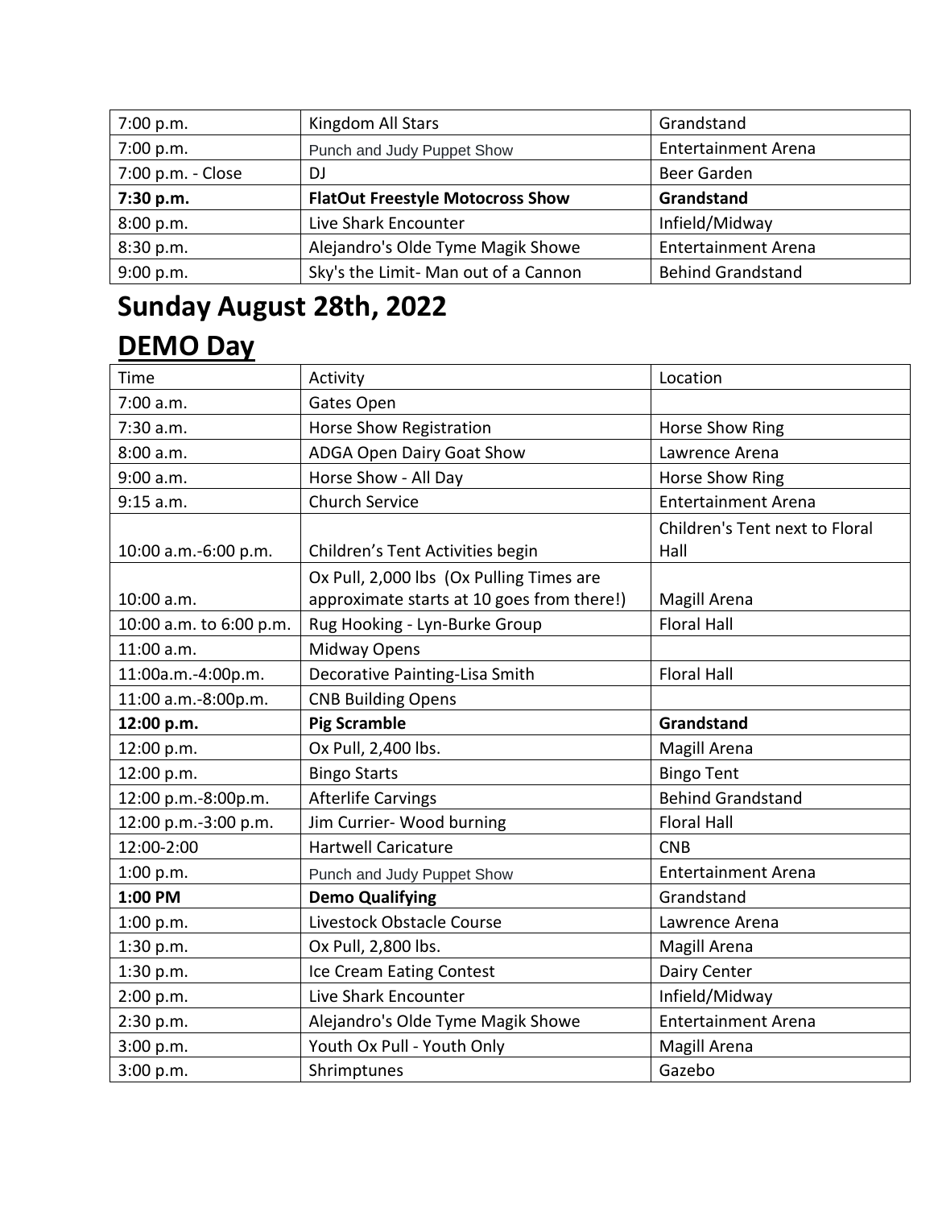| | | |
|---|---|---|
| 7:00 p.m. | Kingdom All Stars | Grandstand |
| 7:00 p.m. | Punch and Judy Puppet Show | Entertainment Arena |
| 7:00 p.m. - Close | DJ | Beer Garden |
| **7:30 p.m.** | **FlatOut Freestyle Motocross Show** | **Grandstand** |
| 8:00 p.m. | Live Shark Encounter | Infield/Midway |
| 8:30 p.m. | Alejandro's Olde Tyme Magik Showe | Entertainment Arena |
| 9:00 p.m. | Sky's the Limit- Man out of a Cannon | Behind Grandstand |

# Sunday August 28th, 2022

## DEMO Day

| Time | Activity | Location |
|---|---|---|
| 7:00 a.m. | Gates Open | |
| 7:30 a.m. | Horse Show Registration | Horse Show Ring |
| 8:00 a.m. | ADGA Open Dairy Goat Show | Lawrence Arena |
| 9:00 a.m. | Horse Show - All Day | Horse Show Ring |
| 9:15 a.m. | Church Service | Entertainment Arena |
| 10:00 a.m.-6:00 p.m. | Children's Tent Activities begin | Children's Tent next to Floral Hall |
| 10:00 a.m. | Ox Pull, 2,000 lbs (Ox Pulling Times are approximate starts at 10 goes from there!) | Magill Arena |
| 10:00 a.m. to 6:00 p.m. | Rug Hooking - Lyn-Burke Group | Floral Hall |
| 11:00 a.m. | Midway Opens | |
| 11:00a.m.-4:00p.m. | Decorative Painting-Lisa Smith | Floral Hall |
| 11:00 a.m.-8:00p.m. | CNB Building Opens | |
| **12:00 p.m.** | **Pig Scramble** | **Grandstand** |
| 12:00 p.m. | Ox Pull, 2,400 lbs. | Magill Arena |
| 12:00 p.m. | Bingo Starts | Bingo Tent |
| 12:00 p.m.-8:00p.m. | Afterlife Carvings | Behind Grandstand |
| 12:00 p.m.-3:00 p.m. | Jim Currier- Wood burning | Floral Hall |
| 12:00-2:00 | Hartwell Caricature | CNB |
| 1:00 p.m. | Punch and Judy Puppet Show | Entertainment Arena |
| **1:00 PM** | **Demo Qualifying** | Grandstand |
| 1:00 p.m. | Livestock Obstacle Course | Lawrence Arena |
| 1:30 p.m. | Ox Pull, 2,800 lbs. | Magill Arena |
| 1:30 p.m. | Ice Cream Eating Contest | Dairy Center |
| 2:00 p.m. | Live Shark Encounter | Infield/Midway |
| 2:30 p.m. | Alejandro's Olde Tyme Magik Showe | Entertainment Arena |
| 3:00 p.m. | Youth Ox Pull - Youth Only | Magill Arena |
| 3:00 p.m. | Shrimptunes | Gazebo |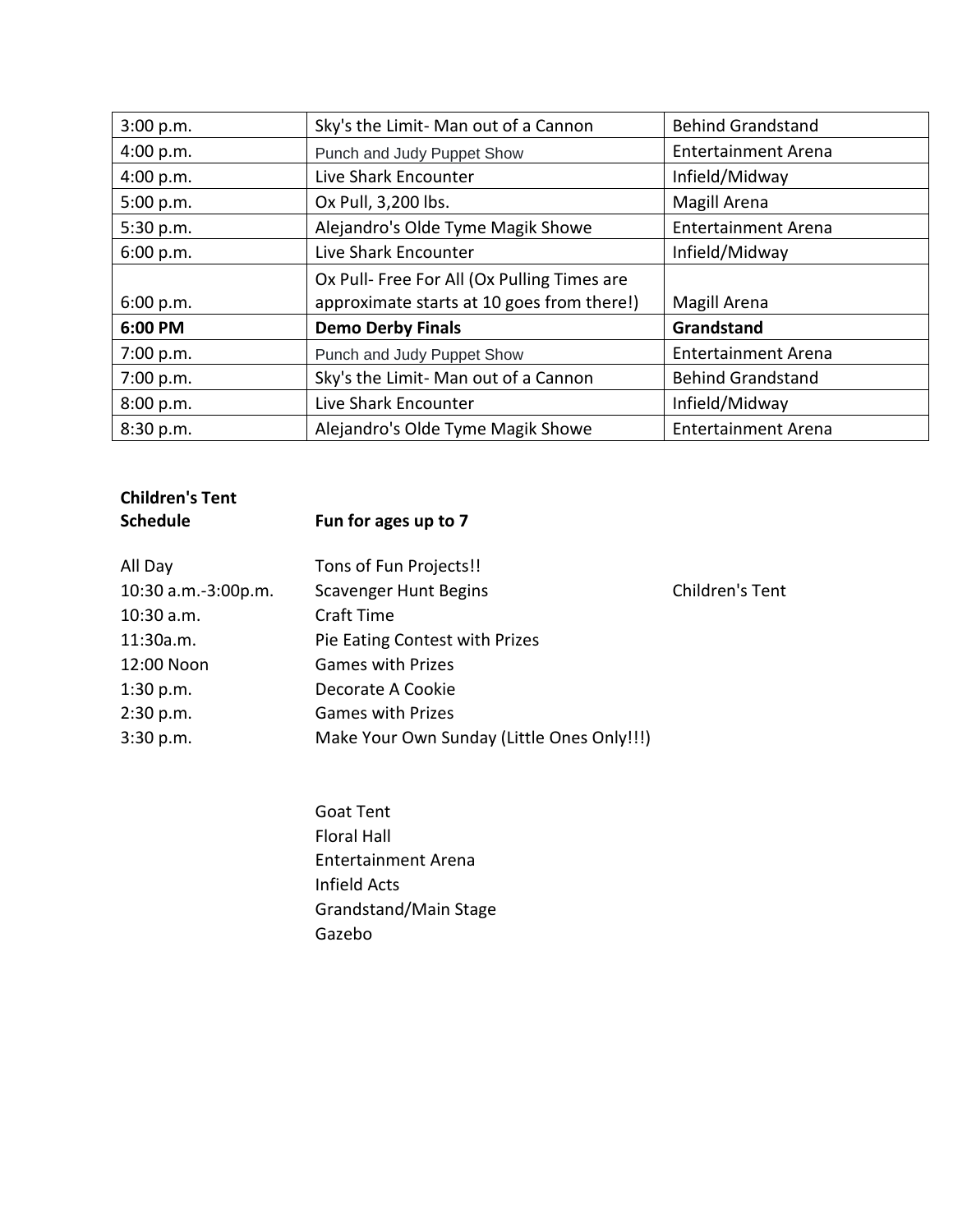| | | |
|---|---|---|
| 3:00 p.m. | Sky's the Limit- Man out of a Cannon | Behind Grandstand |
| 4:00 p.m. | Punch and Judy Puppet Show | Entertainment Arena |
| 4:00 p.m. | Live Shark Encounter | Infield/Midway |
| 5:00 p.m. | Ox Pull, 3,200 lbs. | Magill Arena |
| 5:30 p.m. | Alejandro's Olde Tyme Magik Showe | Entertainment Arena |
| 6:00 p.m. | Live Shark Encounter | Infield/Midway |
| 6:00 p.m. | Ox Pull- Free For All (Ox Pulling Times are approximate starts at 10 goes from there!) | Magill Arena |
| **6:00 PM** | **Demo Derby Finals** | **Grandstand** |
| 7:00 p.m. | Punch and Judy Puppet Show | Entertainment Arena |
| 7:00 p.m. | Sky's the Limit- Man out of a Cannon | Behind Grandstand |
| 8:00 p.m. | Live Shark Encounter | Infield/Midway |
| 8:30 p.m. | Alejandro's Olde Tyme Magik Showe | Entertainment Arena |

| **Children's Tent Schedule** | **Fun for ages up to 7** | |
|---|---|---|
| All Day | Tons of Fun Projects!! | |
| 10:30 a.m.-3:00p.m. | Scavenger Hunt Begins | Children's Tent |
| 10:30 a.m. | Craft Time | |
| 11:30a.m. | Pie Eating Contest with Prizes | |
| 12:00 Noon | Games with Prizes | |
| 1:30 p.m. | Decorate A Cookie | |
| 2:30 p.m. | Games with Prizes | |
| 3:30 p.m. | Make Your Own Sunday (Little Ones Only!!!) | |

Goat Tent
Floral Hall
Entertainment Arena
Infield Acts
Grandstand/Main Stage
Gazebo